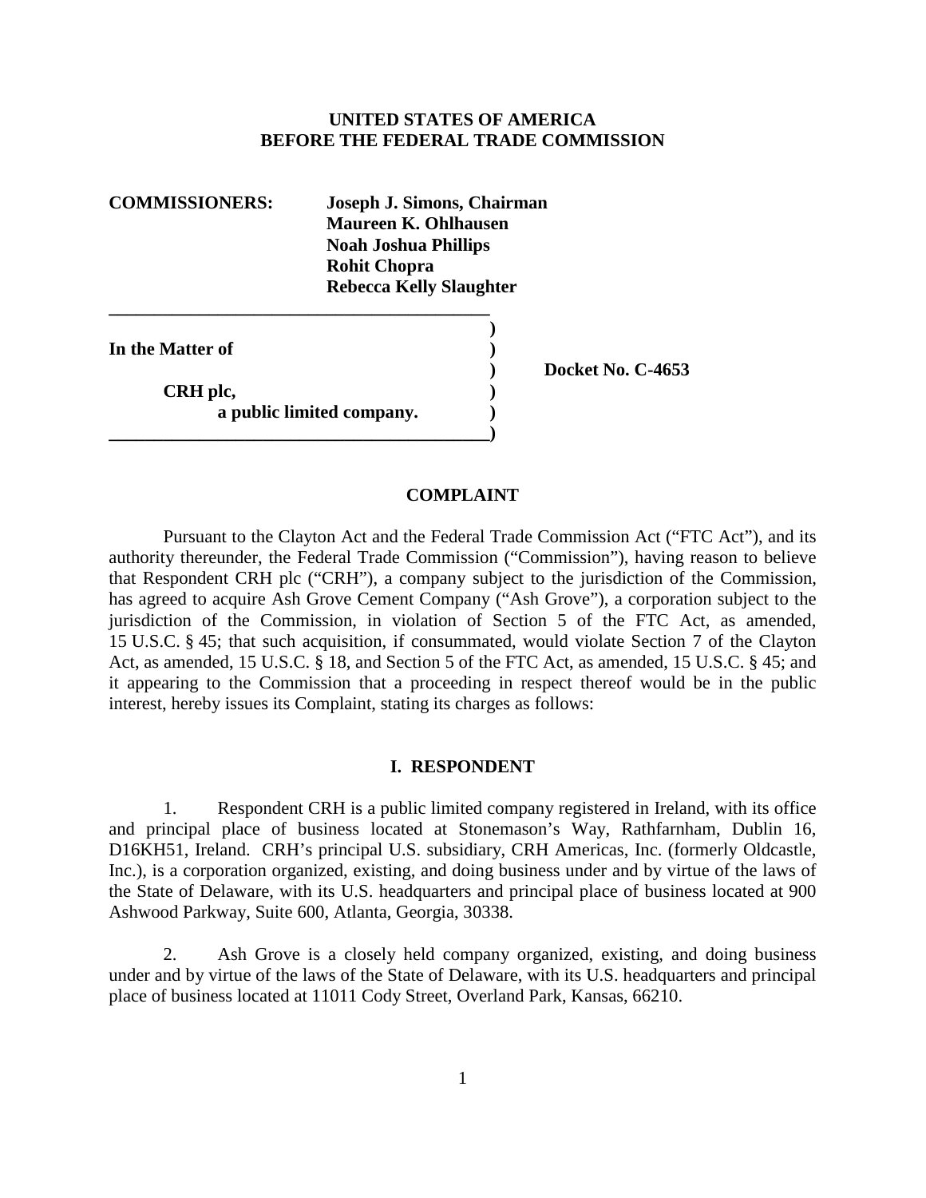**UNITED STATES OF AMERICA**
**BEFORE THE FEDERAL TRADE COMMISSION**

**COMMISSIONERS:** **Joseph J. Simons, Chairman**
**Maureen K. Ohlhausen**
**Noah Joshua Phillips**
**Rohit Chopra**
**Rebecca Kelly Slaughter**

| | | |
|---|---|---|
| **In the Matter of** | **)** | |
| | **)** | **Docket No. C-4653** |
| **CRH plc,** | **)** | |
| **a public limited company.** | **)** | |

## COMPLAINT

Pursuant to the Clayton Act and the Federal Trade Commission Act ("FTC Act"), and its authority thereunder, the Federal Trade Commission ("Commission"), having reason to believe that Respondent CRH plc ("CRH"), a company subject to the jurisdiction of the Commission, has agreed to acquire Ash Grove Cement Company ("Ash Grove"), a corporation subject to the jurisdiction of the Commission, in violation of Section 5 of the FTC Act, as amended, 15 U.S.C. § 45; that such acquisition, if consummated, would violate Section 7 of the Clayton Act, as amended, 15 U.S.C. § 18, and Section 5 of the FTC Act, as amended, 15 U.S.C. § 45; and it appearing to the Commission that a proceeding in respect thereof would be in the public interest, hereby issues its Complaint, stating its charges as follows:

## I. RESPONDENT

1. Respondent CRH is a public limited company registered in Ireland, with its office and principal place of business located at Stonemason's Way, Rathfarnham, Dublin 16, D16KH51, Ireland. CRH's principal U.S. subsidiary, CRH Americas, Inc. (formerly Oldcastle, Inc.), is a corporation organized, existing, and doing business under and by virtue of the laws of the State of Delaware, with its U.S. headquarters and principal place of business located at 900 Ashwood Parkway, Suite 600, Atlanta, Georgia, 30338.

2. Ash Grove is a closely held company organized, existing, and doing business under and by virtue of the laws of the State of Delaware, with its U.S. headquarters and principal place of business located at 11011 Cody Street, Overland Park, Kansas, 66210.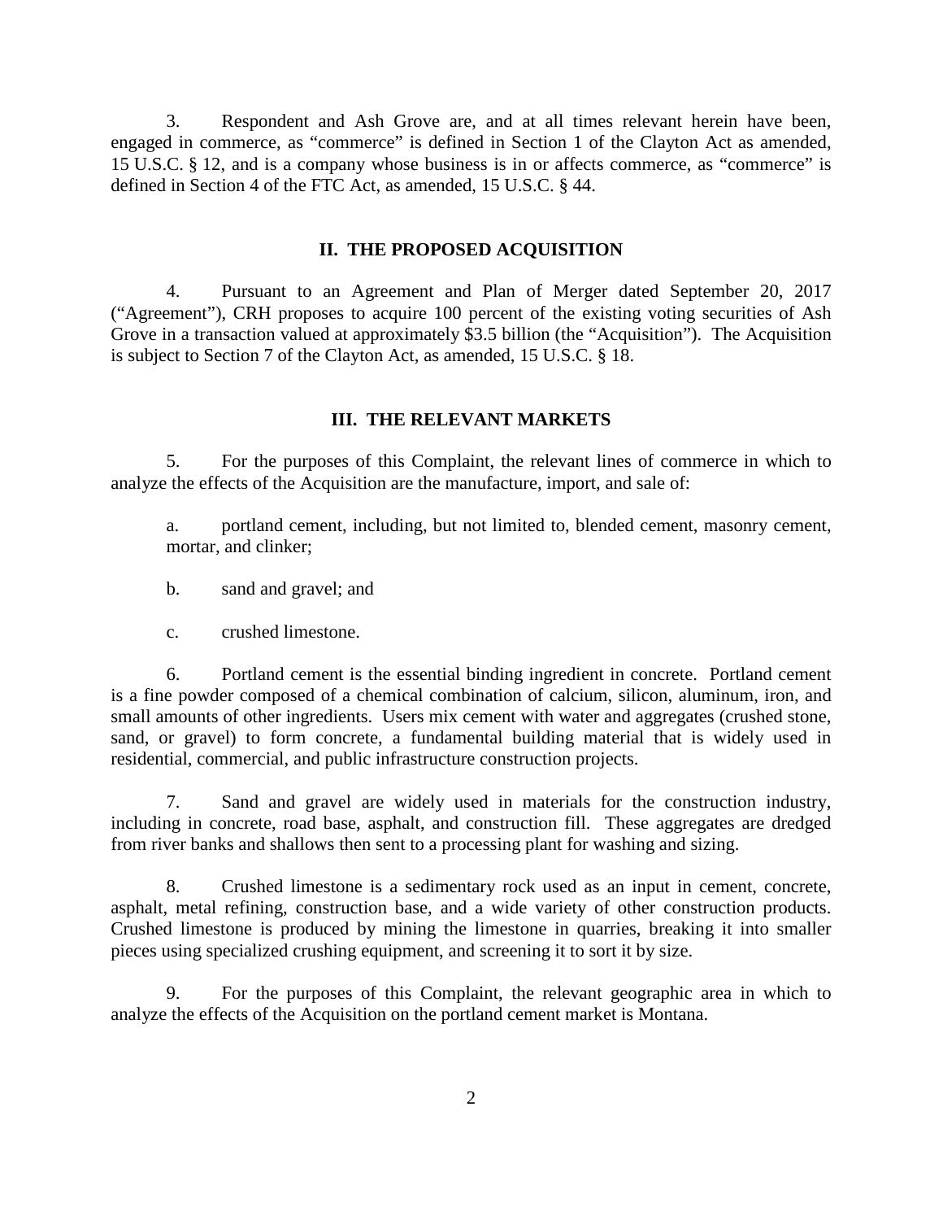3. Respondent and Ash Grove are, and at all times relevant herein have been, engaged in commerce, as "commerce" is defined in Section 1 of the Clayton Act as amended, 15 U.S.C. § 12, and is a company whose business is in or affects commerce, as "commerce" is defined in Section 4 of the FTC Act, as amended, 15 U.S.C. § 44.

## II. THE PROPOSED ACQUISITION

4. Pursuant to an Agreement and Plan of Merger dated September 20, 2017 ("Agreement"), CRH proposes to acquire 100 percent of the existing voting securities of Ash Grove in a transaction valued at approximately $3.5 billion (the "Acquisition"). The Acquisition is subject to Section 7 of the Clayton Act, as amended, 15 U.S.C. § 18.

## III. THE RELEVANT MARKETS

5. For the purposes of this Complaint, the relevant lines of commerce in which to analyze the effects of the Acquisition are the manufacture, import, and sale of:

a. portland cement, including, but not limited to, blended cement, masonry cement, mortar, and clinker;

b. sand and gravel; and

c. crushed limestone.

6. Portland cement is the essential binding ingredient in concrete. Portland cement is a fine powder composed of a chemical combination of calcium, silicon, aluminum, iron, and small amounts of other ingredients. Users mix cement with water and aggregates (crushed stone, sand, or gravel) to form concrete, a fundamental building material that is widely used in residential, commercial, and public infrastructure construction projects.

7. Sand and gravel are widely used in materials for the construction industry, including in concrete, road base, asphalt, and construction fill. These aggregates are dredged from river banks and shallows then sent to a processing plant for washing and sizing.

8. Crushed limestone is a sedimentary rock used as an input in cement, concrete, asphalt, metal refining, construction base, and a wide variety of other construction products. Crushed limestone is produced by mining the limestone in quarries, breaking it into smaller pieces using specialized crushing equipment, and screening it to sort it by size.

9. For the purposes of this Complaint, the relevant geographic area in which to analyze the effects of the Acquisition on the portland cement market is Montana.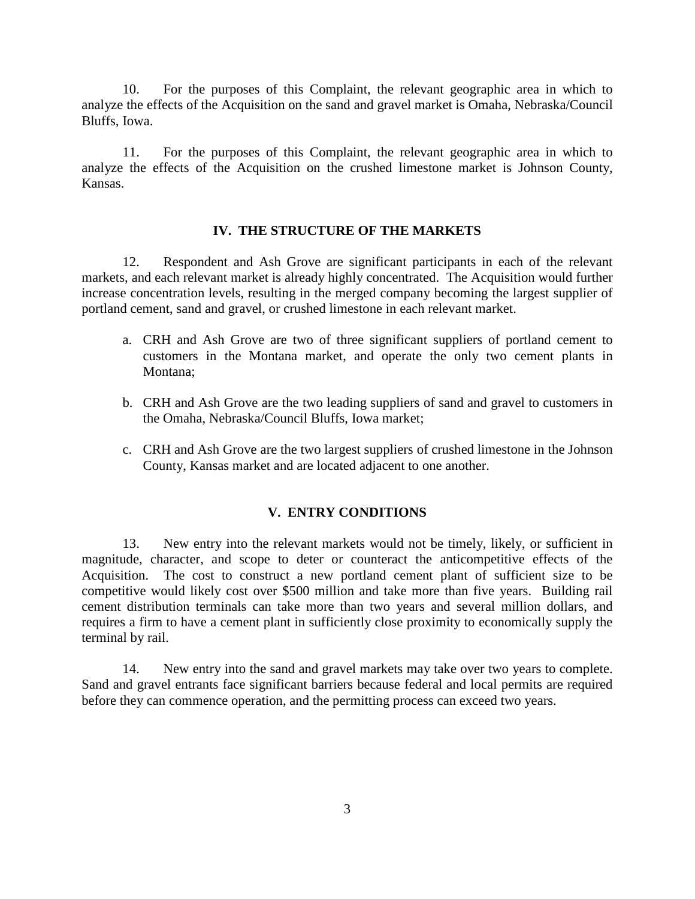10. For the purposes of this Complaint, the relevant geographic area in which to analyze the effects of the Acquisition on the sand and gravel market is Omaha, Nebraska/Council Bluffs, Iowa.

11. For the purposes of this Complaint, the relevant geographic area in which to analyze the effects of the Acquisition on the crushed limestone market is Johnson County, Kansas.

## IV. THE STRUCTURE OF THE MARKETS

12. Respondent and Ash Grove are significant participants in each of the relevant markets, and each relevant market is already highly concentrated. The Acquisition would further increase concentration levels, resulting in the merged company becoming the largest supplier of portland cement, sand and gravel, or crushed limestone in each relevant market.

a. CRH and Ash Grove are two of three significant suppliers of portland cement to customers in the Montana market, and operate the only two cement plants in Montana;

b. CRH and Ash Grove are the two leading suppliers of sand and gravel to customers in the Omaha, Nebraska/Council Bluffs, Iowa market;

c. CRH and Ash Grove are the two largest suppliers of crushed limestone in the Johnson County, Kansas market and are located adjacent to one another.

## V. ENTRY CONDITIONS

13. New entry into the relevant markets would not be timely, likely, or sufficient in magnitude, character, and scope to deter or counteract the anticompetitive effects of the Acquisition. The cost to construct a new portland cement plant of sufficient size to be competitive would likely cost over $500 million and take more than five years. Building rail cement distribution terminals can take more than two years and several million dollars, and requires a firm to have a cement plant in sufficiently close proximity to economically supply the terminal by rail.

14. New entry into the sand and gravel markets may take over two years to complete. Sand and gravel entrants face significant barriers because federal and local permits are required before they can commence operation, and the permitting process can exceed two years.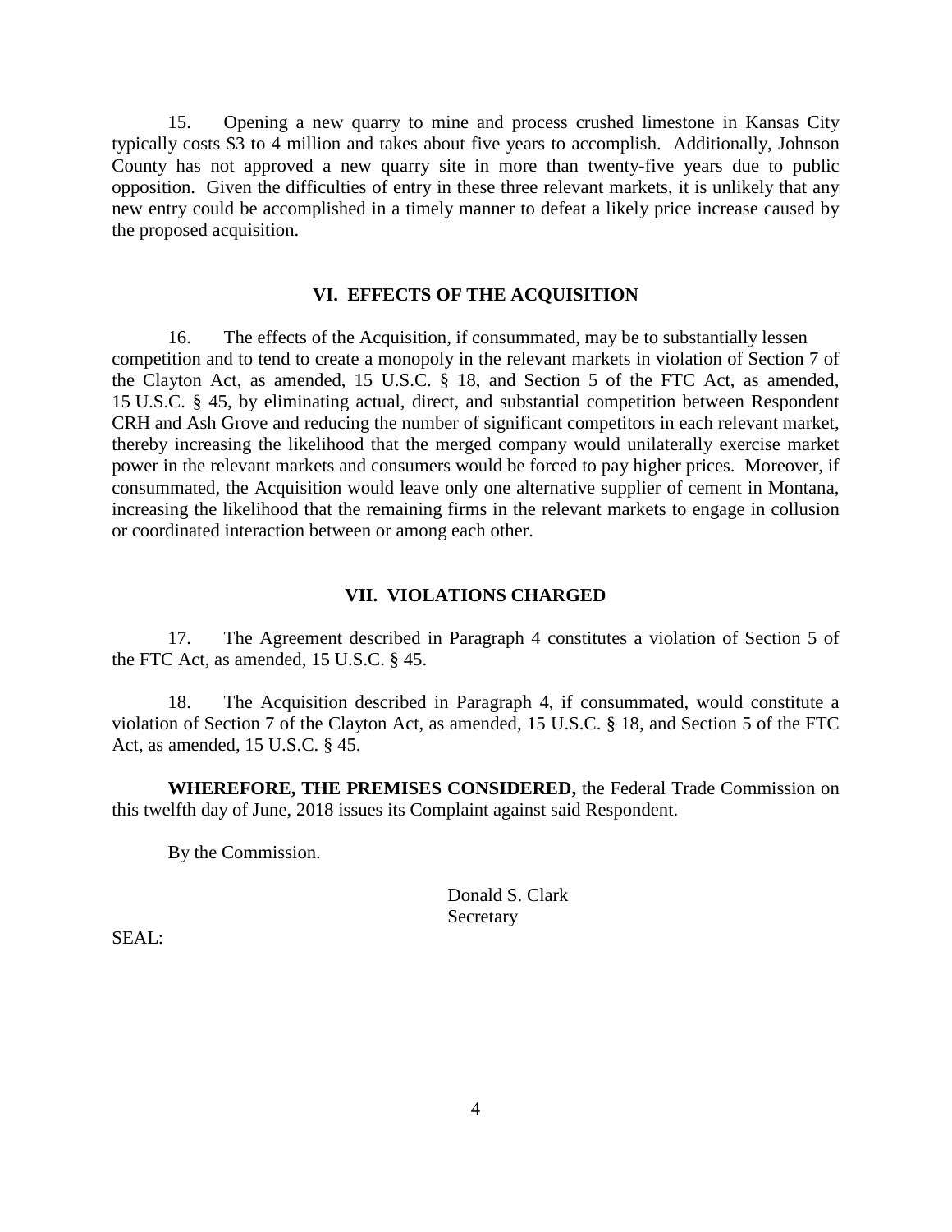15. Opening a new quarry to mine and process crushed limestone in Kansas City typically costs $3 to 4 million and takes about five years to accomplish. Additionally, Johnson County has not approved a new quarry site in more than twenty-five years due to public opposition. Given the difficulties of entry in these three relevant markets, it is unlikely that any new entry could be accomplished in a timely manner to defeat a likely price increase caused by the proposed acquisition.

## VI. EFFECTS OF THE ACQUISITION

16. The effects of the Acquisition, if consummated, may be to substantially lessen competition and to tend to create a monopoly in the relevant markets in violation of Section 7 of the Clayton Act, as amended, 15 U.S.C. § 18, and Section 5 of the FTC Act, as amended, 15 U.S.C. § 45, by eliminating actual, direct, and substantial competition between Respondent CRH and Ash Grove and reducing the number of significant competitors in each relevant market, thereby increasing the likelihood that the merged company would unilaterally exercise market power in the relevant markets and consumers would be forced to pay higher prices. Moreover, if consummated, the Acquisition would leave only one alternative supplier of cement in Montana, increasing the likelihood that the remaining firms in the relevant markets to engage in collusion or coordinated interaction between or among each other.

## VII. VIOLATIONS CHARGED

17. The Agreement described in Paragraph 4 constitutes a violation of Section 5 of the FTC Act, as amended, 15 U.S.C. § 45.

18. The Acquisition described in Paragraph 4, if consummated, would constitute a violation of Section 7 of the Clayton Act, as amended, 15 U.S.C. § 18, and Section 5 of the FTC Act, as amended, 15 U.S.C. § 45.

**WHEREFORE, THE PREMISES CONSIDERED,** the Federal Trade Commission on this twelfth day of June, 2018 issues its Complaint against said Respondent.

By the Commission.

Donald S. Clark
Secretary

SEAL: